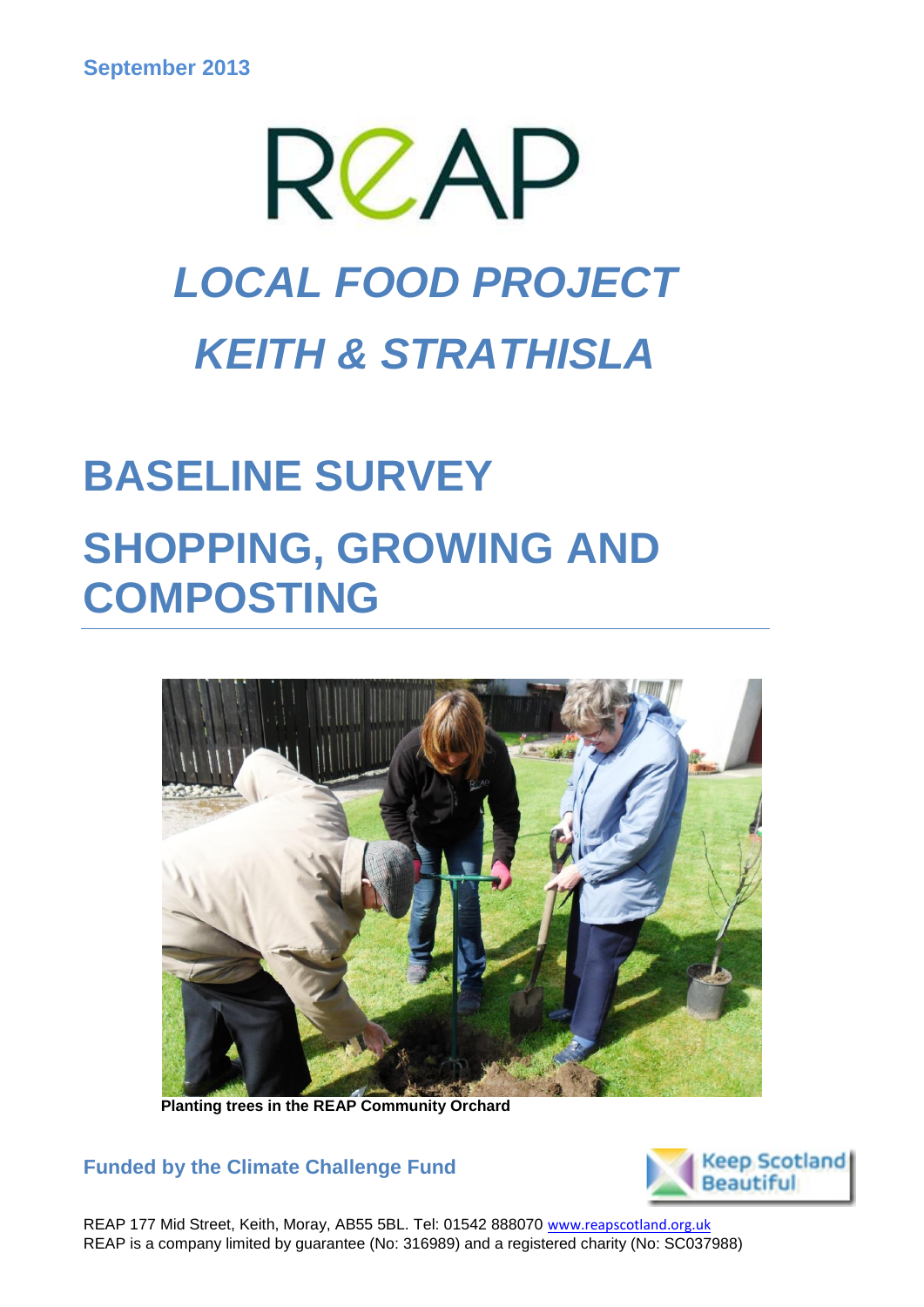September 2013

REAP

# *LOCAL FOOD PROJECT*

# *KEITH & STRATHISLA*

# BASELINE SURVEY

# SHOPPING, GROWING AND COMPOSTING

**Planting trees in the REAP Community Orchard**

**Funded by the Climate Challenge Fund**

Keep Scotland Beautiful

REAP 177 Mid Street, Keith, Moray, AB55 5BL. Tel: 01542 888070 www.reapscotland.org.uk
REAP is a company limited by guarantee (No: 316989) and a registered charity (No: SC037988)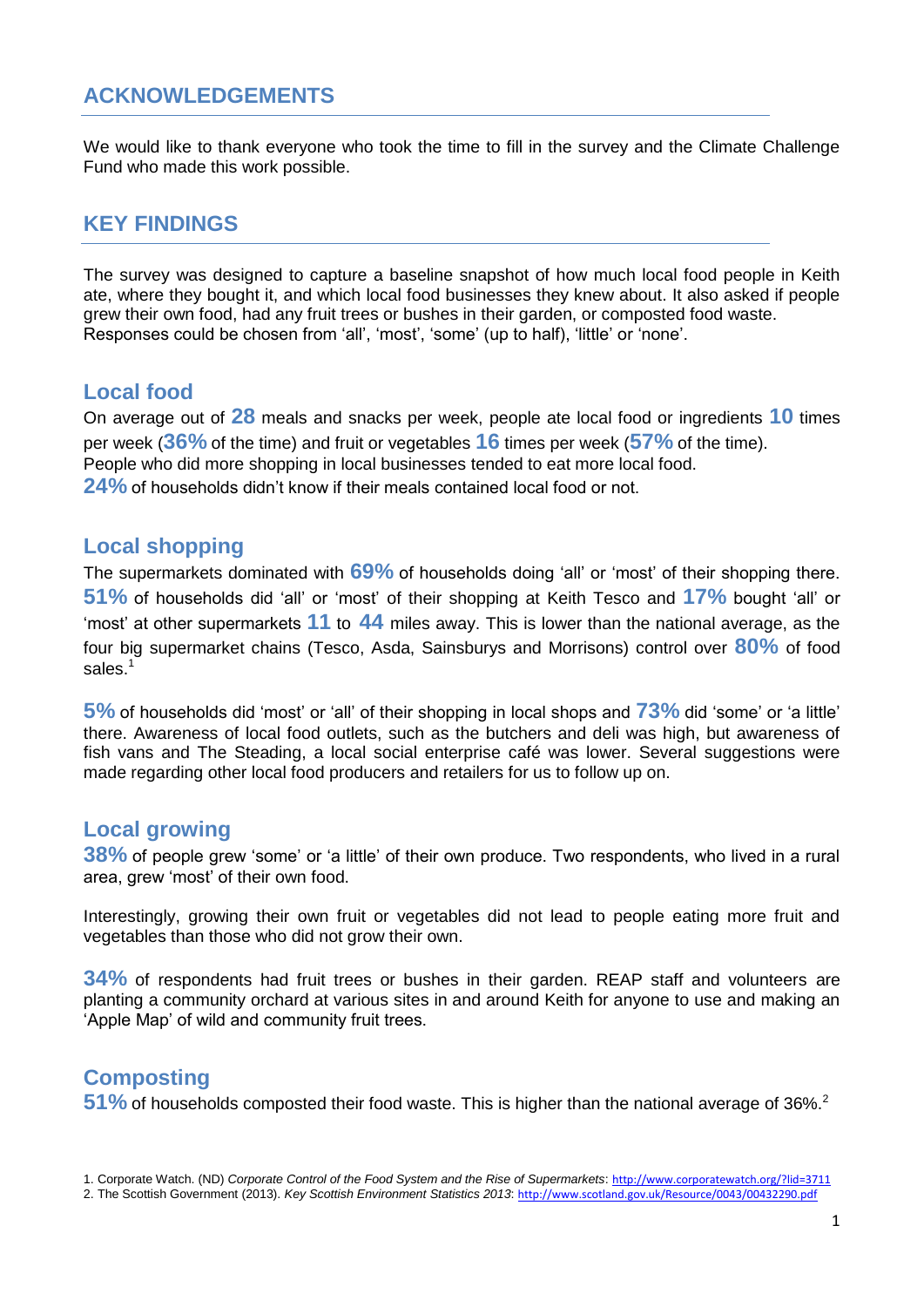## ACKNOWLEDGEMENTS

We would like to thank everyone who took the time to fill in the survey and the Climate Challenge Fund who made this work possible.

## KEY FINDINGS

The survey was designed to capture a baseline snapshot of how much local food people in Keith ate, where they bought it, and which local food businesses they knew about. It also asked if people grew their own food, had any fruit trees or bushes in their garden, or composted food waste. Responses could be chosen from 'all', 'most', 'some' (up to half), 'little' or 'none'.

### Local food

On average out of **28** meals and snacks per week, people ate local food or ingredients **10** times per week (**36%** of the time) and fruit or vegetables **16** times per week (**57%** of the time). People who did more shopping in local businesses tended to eat more local food.
**24%** of households didn't know if their meals contained local food or not.

### Local shopping

The supermarkets dominated with **69%** of households doing 'all' or 'most' of their shopping there. **51%** of households did 'all' or 'most' of their shopping at Keith Tesco and **17%** bought 'all' or 'most' at other supermarkets **11** to **44** miles away. This is lower than the national average, as the four big supermarket chains (Tesco, Asda, Sainsburys and Morrisons) control over **80%** of food sales.[1]

**5%** of households did 'most' or 'all' of their shopping in local shops and **73%** did 'some' or 'a little' there. Awareness of local food outlets, such as the butchers and deli was high, but awareness of fish vans and The Steading, a local social enterprise café was lower. Several suggestions were made regarding other local food producers and retailers for us to follow up on.

### Local growing

**38%** of people grew 'some' or 'a little' of their own produce. Two respondents, who lived in a rural area, grew 'most' of their own food.

Interestingly, growing their own fruit or vegetables did not lead to people eating more fruit and vegetables than those who did not grow their own.

**34%** of respondents had fruit trees or bushes in their garden. REAP staff and volunteers are planting a community orchard at various sites in and around Keith for anyone to use and making an 'Apple Map' of wild and community fruit trees.

### Composting

**51%** of households composted their food waste. This is higher than the national average of 36%.[2]

1. Corporate Watch. (ND) *Corporate Control of the Food System and the Rise of Supermarkets*: http://www.corporatewatch.org/?lid=3711
2. The Scottish Government (2013). *Key Scottish Environment Statistics 2013*: http://www.scotland.gov.uk/Resource/0043/00432290.pdf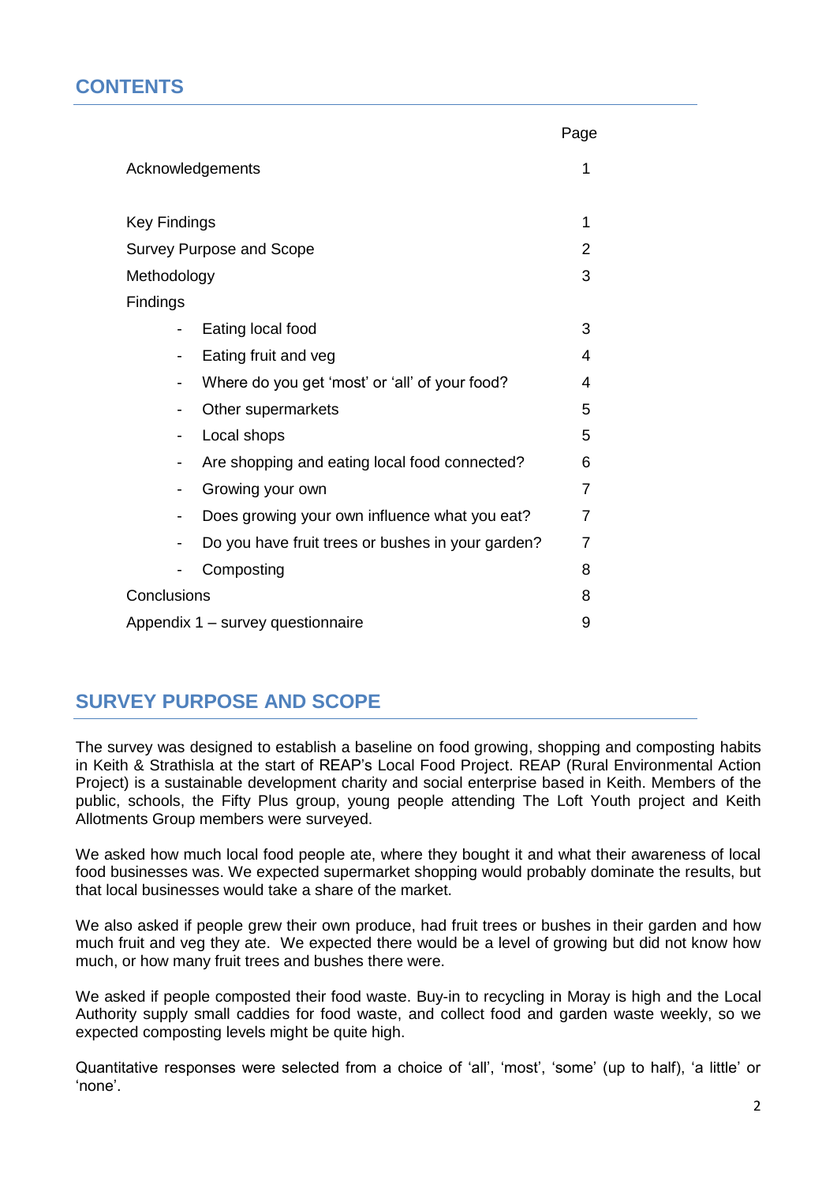## CONTENTS

| | Page |
|---|---|
| Acknowledgements | 1 |
| Key Findings | 1 |
| Survey Purpose and Scope | 2 |
| Methodology | 3 |
| Findings | |
| - Eating local food | 3 |
| - Eating fruit and veg | 4 |
| - Where do you get 'most' or 'all' of your food? | 4 |
| - Other supermarkets | 5 |
| - Local shops | 5 |
| - Are shopping and eating local food connected? | 6 |
| - Growing your own | 7 |
| - Does growing your own influence what you eat? | 7 |
| - Do you have fruit trees or bushes in your garden? | 7 |
| - Composting | 8 |
| Conclusions | 8 |
| Appendix 1 – survey questionnaire | 9 |

## SURVEY PURPOSE AND SCOPE

The survey was designed to establish a baseline on food growing, shopping and composting habits in Keith & Strathisla at the start of REAP's Local Food Project. REAP (Rural Environmental Action Project) is a sustainable development charity and social enterprise based in Keith. Members of the public, schools, the Fifty Plus group, young people attending The Loft Youth project and Keith Allotments Group members were surveyed.

We asked how much local food people ate, where they bought it and what their awareness of local food businesses was. We expected supermarket shopping would probably dominate the results, but that local businesses would take a share of the market.

We also asked if people grew their own produce, had fruit trees or bushes in their garden and how much fruit and veg they ate. We expected there would be a level of growing but did not know how much, or how many fruit trees and bushes there were.

We asked if people composted their food waste. Buy-in to recycling in Moray is high and the Local Authority supply small caddies for food waste, and collect food and garden waste weekly, so we expected composting levels might be quite high.

Quantitative responses were selected from a choice of 'all', 'most', 'some' (up to half), 'a little' or 'none'.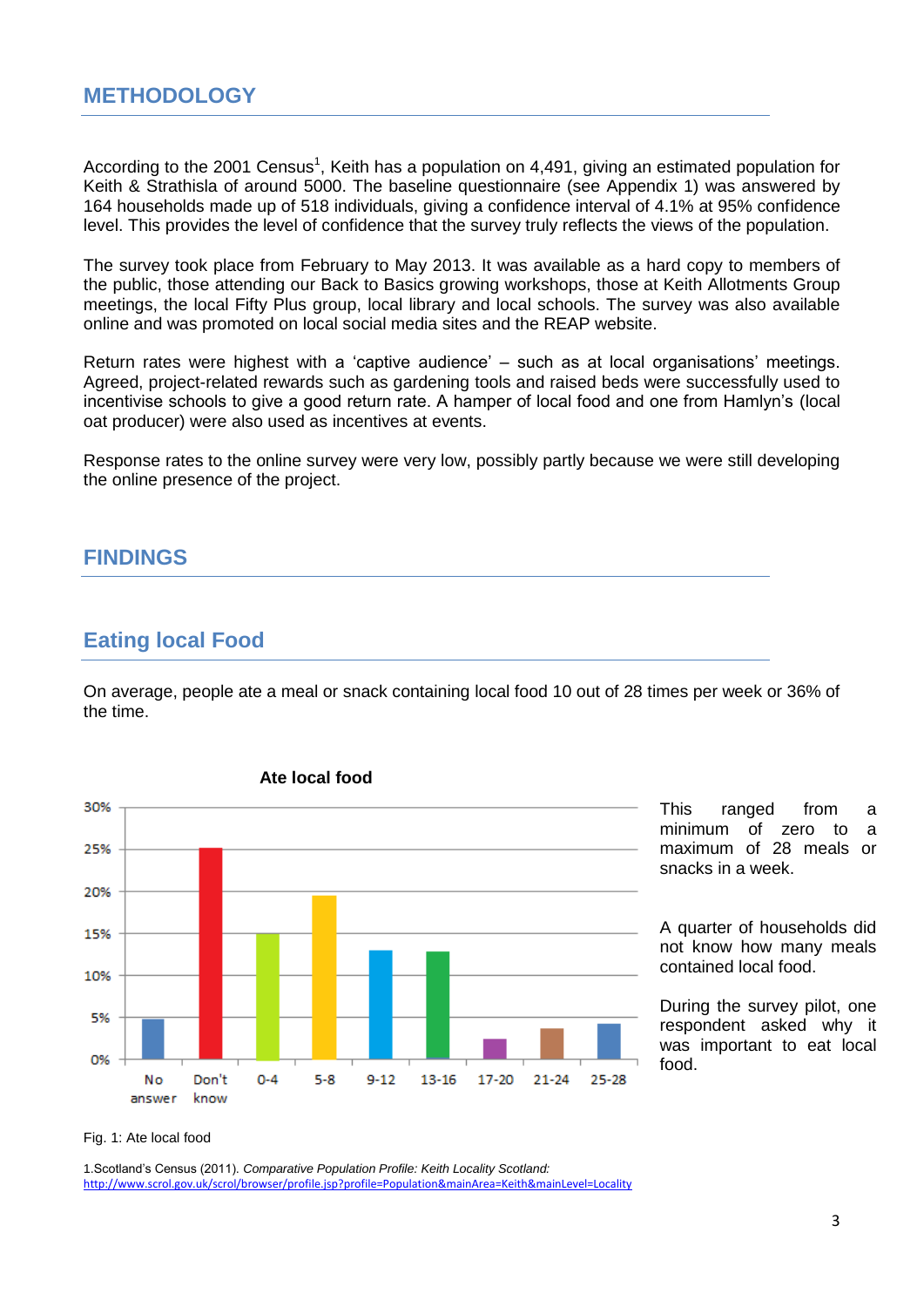## METHODOLOGY

According to the 2001 Census[1], Keith has a population on 4,491, giving an estimated population for Keith & Strathisla of around 5000. The baseline questionnaire (see Appendix 1) was answered by 164 households made up of 518 individuals, giving a confidence interval of 4.1% at 95% confidence level. This provides the level of confidence that the survey truly reflects the views of the population.

The survey took place from February to May 2013. It was available as a hard copy to members of the public, those attending our Back to Basics growing workshops, those at Keith Allotments Group meetings, the local Fifty Plus group, local library and local schools. The survey was also available online and was promoted on local social media sites and the REAP website.

Return rates were highest with a 'captive audience' – such as at local organisations' meetings. Agreed, project-related rewards such as gardening tools and raised beds were successfully used to incentivise schools to give a good return rate. A hamper of local food and one from Hamlyn's (local oat producer) were also used as incentives at events.

Response rates to the online survey were very low, possibly partly because we were still developing the online presence of the project.

## FINDINGS

### Eating local Food

On average, people ate a meal or snack containing local food 10 out of 28 times per week or 36% of the time.

**Ate local food**

| Category | Approx. % |
|---|---|
| No answer | 5% |
| Don't know | 25% |
| 0-4 | 15% |
| 5-8 | 19.5% |
| 9-12 | 13% |
| 13-16 | 13% |
| 17-20 | 2.5% |
| 21-24 | 3.5% |
| 25-28 | 4% |

Fig. 1: Ate local food

This ranged from a minimum of zero to a maximum of 28 meals or snacks in a week.

A quarter of households did not know how many meals contained local food.

During the survey pilot, one respondent asked why it was important to eat local food.

1.Scotland's Census (2011). *Comparative Population Profile: Keith Locality Scotland:* http://www.scrol.gov.uk/scrol/browser/profile.jsp?profile=Population&mainArea=Keith&mainLevel=Locality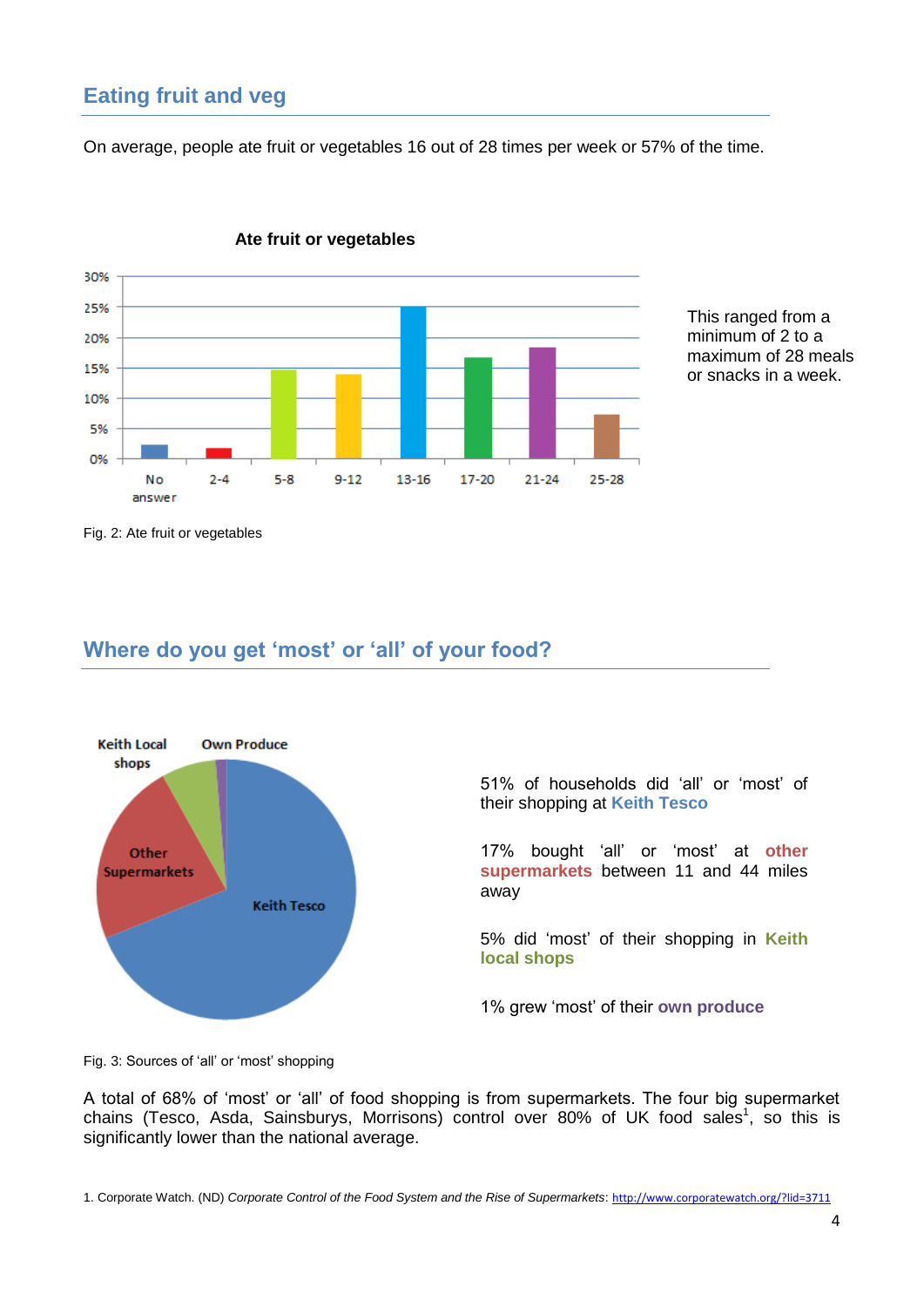## Eating fruit and veg

On average, people ate fruit or vegetables 16 out of 28 times per week or 57% of the time.

This ranged from a minimum of 2 to a maximum of 28 meals or snacks in a week.

Fig. 2: Ate fruit or vegetables

## Where do you get 'most' or 'all' of your food?

51% of households did 'all' or 'most' of their shopping at **Keith Tesco**

17% bought 'all' or 'most' at **other supermarkets** between 11 and 44 miles away

5% did 'most' of their shopping in **Keith local shops**

1% grew 'most' of their **own produce**

Fig. 3: Sources of 'all' or 'most' shopping

A total of 68% of 'most' or 'all' of food shopping is from supermarkets. The four big supermarket chains (Tesco, Asda, Sainsburys, Morrisons) control over 80% of UK food sales[1], so this is significantly lower than the national average.

1. Corporate Watch. (ND) *Corporate Control of the Food System and the Rise of Supermarkets*: http://www.corporatewatch.org/?lid=3711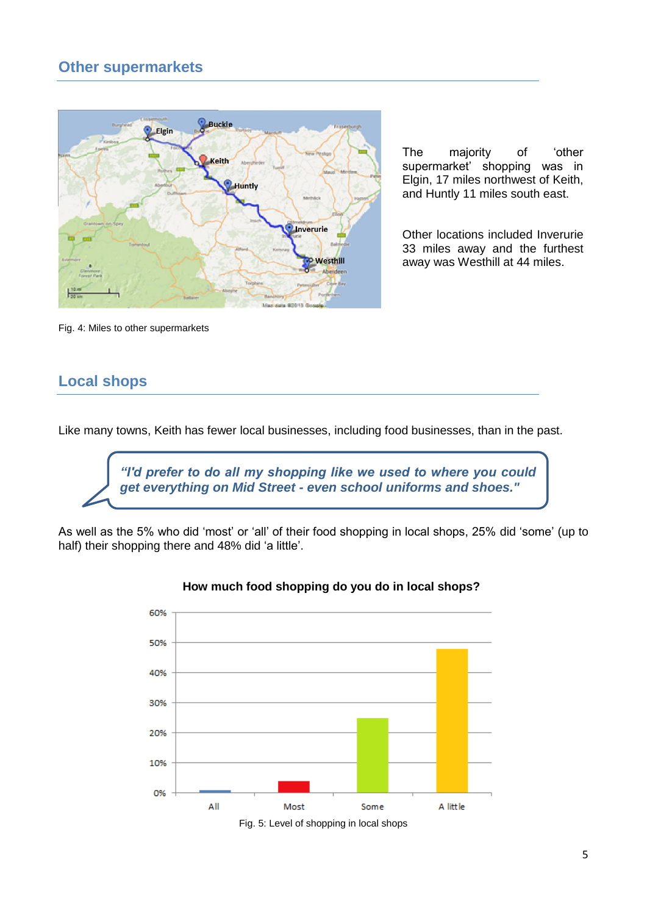## Other supermarkets

The majority of 'other supermarket' shopping was in Elgin, 17 miles northwest of Keith, and Huntly 11 miles south east.

Other locations included Inverurie 33 miles away and the furthest away was Westhill at 44 miles.

Fig. 4: Miles to other supermarkets

## Local shops

Like many towns, Keith has fewer local businesses, including food businesses, than in the past.

> ***"I'd prefer to do all my shopping like we used to where you could get everything on Mid Street - even school uniforms and shoes."***

As well as the 5% who did 'most' or 'all' of their food shopping in local shops, 25% did 'some' (up to half) their shopping there and 48% did 'a little'.

**How much food shopping do you do in local shops?**

Fig. 5: Level of shopping in local shops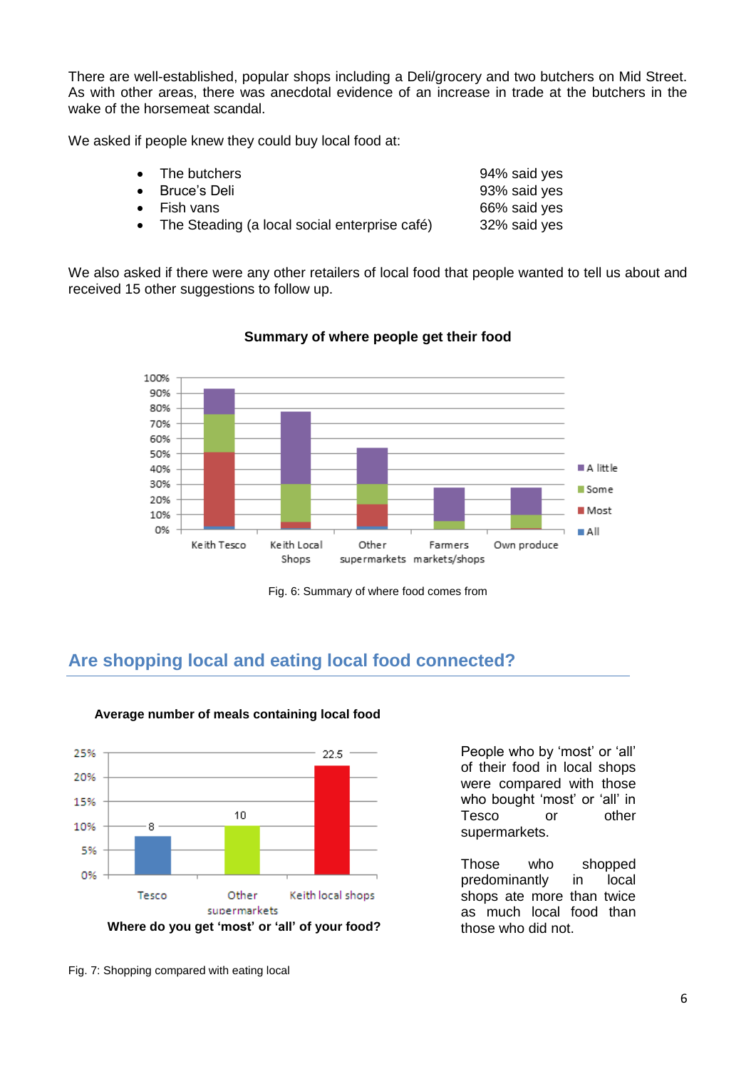There are well-established, popular shops including a Deli/grocery and two butchers on Mid Street. As with other areas, there was anecdotal evidence of an increase in trade at the butchers in the wake of the horsemeat scandal.

We asked if people knew they could buy local food at:

- The butchers — 94% said yes
- Bruce's Deli — 93% said yes
- Fish vans — 66% said yes
- The Steading (a local social enterprise café) — 32% said yes

We also asked if there were any other retailers of local food that people wanted to tell us about and received 15 other suggestions to follow up.

**Summary of where people get their food**

Fig. 6: Summary of where food comes from

## Are shopping local and eating local food connected?

**Average number of meals containing local food**

**Where do you get 'most' or 'all' of your food?**

Fig. 7: Shopping compared with eating local

People who by 'most' or 'all' of their food in local shops were compared with those who bought 'most' or 'all' in Tesco or other supermarkets.

Those who shopped predominantly in local shops ate more than twice as much local food than those who did not.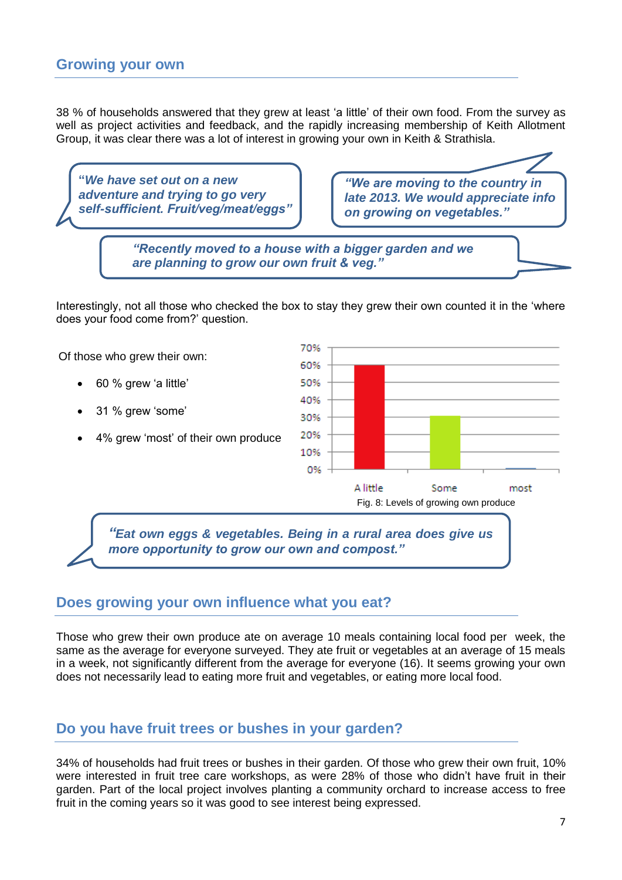## Growing your own

38 % of households answered that they grew at least 'a little' of their own food. From the survey as well as project activities and feedback, and the rapidly increasing membership of Keith Allotment Group, it was clear there was a lot of interest in growing your own in Keith & Strathisla.

***"We have set out on a new adventure and trying to go very self-sufficient. Fruit/veg/meat/eggs"***

***"We are moving to the country in late 2013. We would appreciate info on growing on vegetables."***

***"Recently moved to a house with a bigger garden and we are planning to grow our own fruit & veg."***

Interestingly, not all those who checked the box to stay they grew their own counted it in the 'where does your food come from?' question.

Of those who grew their own:

- 60 % grew 'a little'
- 31 % grew 'some'
- 4% grew 'most' of their own produce

Fig. 8: Levels of growing own produce

***"Eat own eggs & vegetables. Being in a rural area does give us more opportunity to grow our own and compost."***

## Does growing your own influence what you eat?

Those who grew their own produce ate on average 10 meals containing local food per week, the same as the average for everyone surveyed. They ate fruit or vegetables at an average of 15 meals in a week, not significantly different from the average for everyone (16). It seems growing your own does not necessarily lead to eating more fruit and vegetables, or eating more local food.

## Do you have fruit trees or bushes in your garden?

34% of households had fruit trees or bushes in their garden. Of those who grew their own fruit, 10% were interested in fruit tree care workshops, as were 28% of those who didn't have fruit in their garden. Part of the local project involves planting a community orchard to increase access to free fruit in the coming years so it was good to see interest being expressed.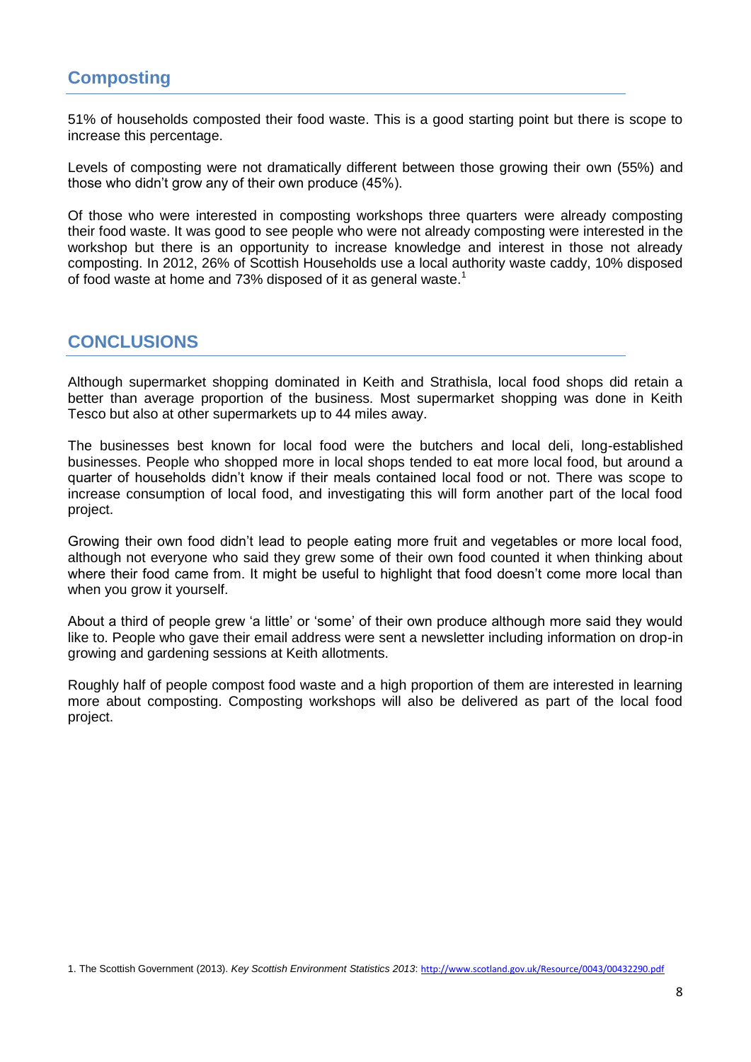## Composting

51% of households composted their food waste. This is a good starting point but there is scope to increase this percentage.

Levels of composting were not dramatically different between those growing their own (55%) and those who didn't grow any of their own produce (45%).

Of those who were interested in composting workshops three quarters were already composting their food waste. It was good to see people who were not already composting were interested in the workshop but there is an opportunity to increase knowledge and interest in those not already composting. In 2012, 26% of Scottish Households use a local authority waste caddy, 10% disposed of food waste at home and 73% disposed of it as general waste.[1]

## CONCLUSIONS

Although supermarket shopping dominated in Keith and Strathisla, local food shops did retain a better than average proportion of the business. Most supermarket shopping was done in Keith Tesco but also at other supermarkets up to 44 miles away.

The businesses best known for local food were the butchers and local deli, long-established businesses. People who shopped more in local shops tended to eat more local food, but around a quarter of households didn't know if their meals contained local food or not. There was scope to increase consumption of local food, and investigating this will form another part of the local food project.

Growing their own food didn't lead to people eating more fruit and vegetables or more local food, although not everyone who said they grew some of their own food counted it when thinking about where their food came from. It might be useful to highlight that food doesn't come more local than when you grow it yourself.

About a third of people grew 'a little' or 'some' of their own produce although more said they would like to. People who gave their email address were sent a newsletter including information on drop-in growing and gardening sessions at Keith allotments.

Roughly half of people compost food waste and a high proportion of them are interested in learning more about composting. Composting workshops will also be delivered as part of the local food project.

1. The Scottish Government (2013). *Key Scottish Environment Statistics 2013*: http://www.scotland.gov.uk/Resource/0043/00432290.pdf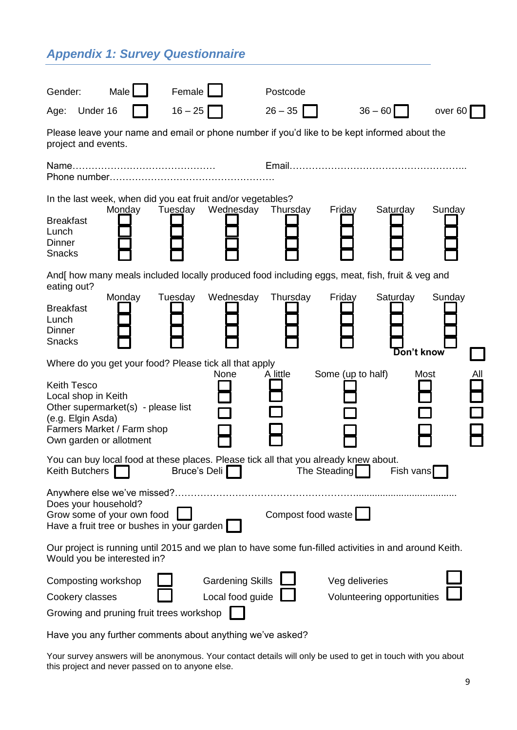## *Appendix 1: Survey Questionnaire*

Gender: Male ☐ Female ☐ Postcode

Age: Under 16 ☐ 16 – 25 ☐ 26 – 35 ☐ 36 – 60 ☐ over 60 ☐

Please leave your name and email or phone number if you'd like to be kept informed about the project and events.

Name……………………………………… Email………………………………………………..
Phone number…………………………………………….

In the last week, when did you eat fruit and/or vegetables?

| | Monday | Tuesday | Wednesday | Thursday | Friday | Saturday | Sunday |
|---|---|---|---|---|---|---|---|
| Breakfast | ☐ | ☐ | ☐ | ☐ | ☐ | ☐ | ☐ |
| Lunch | ☐ | ☐ | ☐ | ☐ | ☐ | ☐ | ☐ |
| Dinner | ☐ | ☐ | ☐ | ☐ | ☐ | ☐ | ☐ |
| Snacks | ☐ | ☐ | ☐ | ☐ | ☐ | ☐ | ☐ |

And[ how many meals included locally produced food including eggs, meat, fish, fruit & veg and eating out?

| | Monday | Tuesday | Wednesday | Thursday | Friday | Saturday | Sunday |
|---|---|---|---|---|---|---|---|
| Breakfast | ☐ | ☐ | ☐ | ☐ | ☐ | ☐ | ☐ |
| Lunch | ☐ | ☐ | ☐ | ☐ | ☐ | ☐ | ☐ |
| Dinner | ☐ | ☐ | ☐ | ☐ | ☐ | ☐ | ☐ |
| Snacks | ☐ | ☐ | ☐ | ☐ | ☐ | ☐ | ☐ |

**Don't know** ☐

Where do you get your food? Please tick all that apply

| | None | A little | Some (up to half) | Most | All |
|---|---|---|---|---|---|
| Keith Tesco | ☐ | ☐ | ☐ | ☐ | ☐ |
| Local shop in Keith | ☐ | ☐ | ☐ | ☐ | ☐ |
| Other supermarket(s) - please list (e.g. Elgin Asda) | ☐ | ☐ | ☐ | ☐ | ☐ |
| Farmers Market / Farm shop | ☐ | ☐ | ☐ | ☐ | ☐ |
| Own garden or allotment | ☐ | ☐ | ☐ | ☐ | ☐ |

You can buy local food at these places. Please tick all that you already knew about.

Keith Butchers ☐ Bruce's Deli ☐ The Steading ☐ Fish vans ☐

Anywhere else we've missed?……………………………………………………………………………………

Does your household?

Grow some of your own food ☐ Compost food waste ☐

Have a fruit tree or bushes in your garden ☐

Our project is running until 2015 and we plan to have some fun-filled activities in and around Keith. Would you be interested in?

Composting workshop ☐ Gardening Skills ☐ Veg deliveries ☐

Cookery classes ☐ Local food guide ☐ Volunteering opportunities ☐

Growing and pruning fruit trees workshop ☐

Have you any further comments about anything we've asked?

Your survey answers will be anonymous. Your contact details will only be used to get in touch with you about this project and never passed on to anyone else.